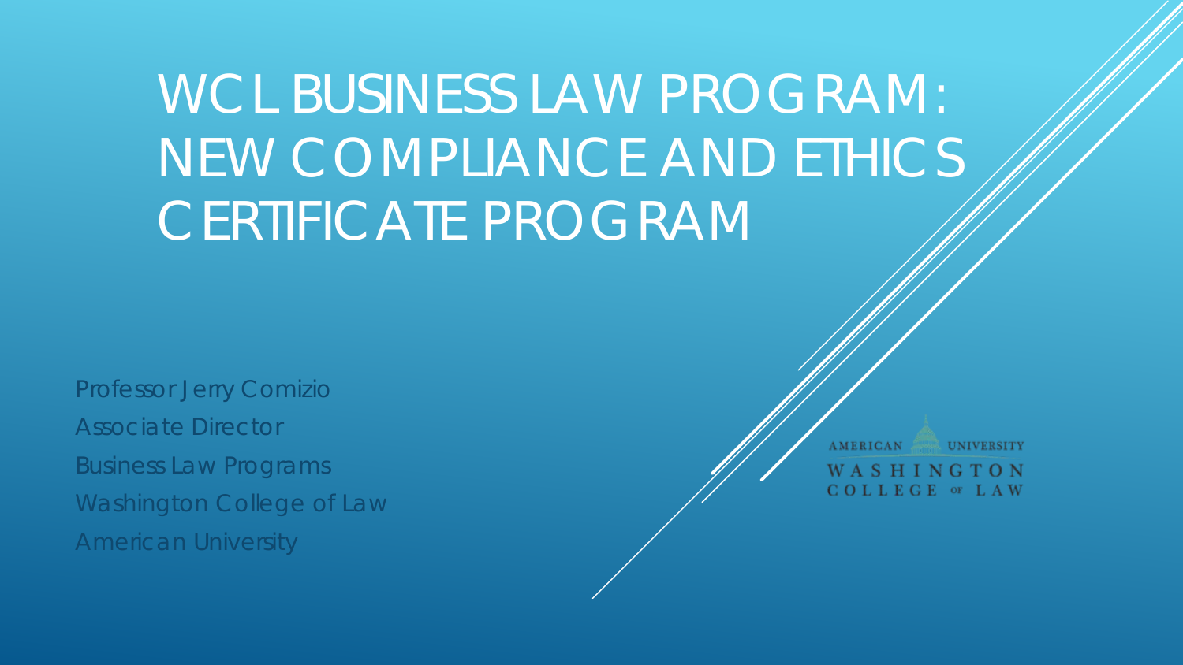# WCL BUSINESS LAW PROGRAM: NEW COMPLIANCE AND ETHICS CERTIFICATE PROGRAM

Professor Jerry Comizio
Associate Director
Business Law Programs
Washington College of Law
American University

AMERICAN UNIVERSITY
WASHINGTON COLLEGE OF LAW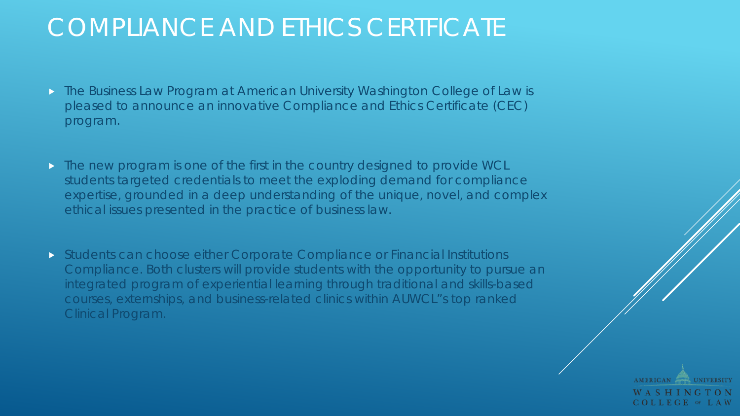# COMPLIANCE AND ETHICS CERTIFICATE

- The Business Law Program at American University Washington College of Law is pleased to announce an innovative Compliance and Ethics Certificate (CEC) program.
- The new program is one of the first in the country designed to provide WCL students targeted credentials to meet the exploding demand for compliance expertise, grounded in a deep understanding of the unique, novel, and complex ethical issues presented in the practice of business law.
- Students can choose either Corporate Compliance or Financial Institutions Compliance. Both clusters will provide students with the opportunity to pursue an integrated program of experiential learning through traditional and skills-based courses, externships, and business-related clinics within AUWCL"s top ranked Clinical Program.

AMERICAN UNIVERSITY WASHINGTON COLLEGE OF LAW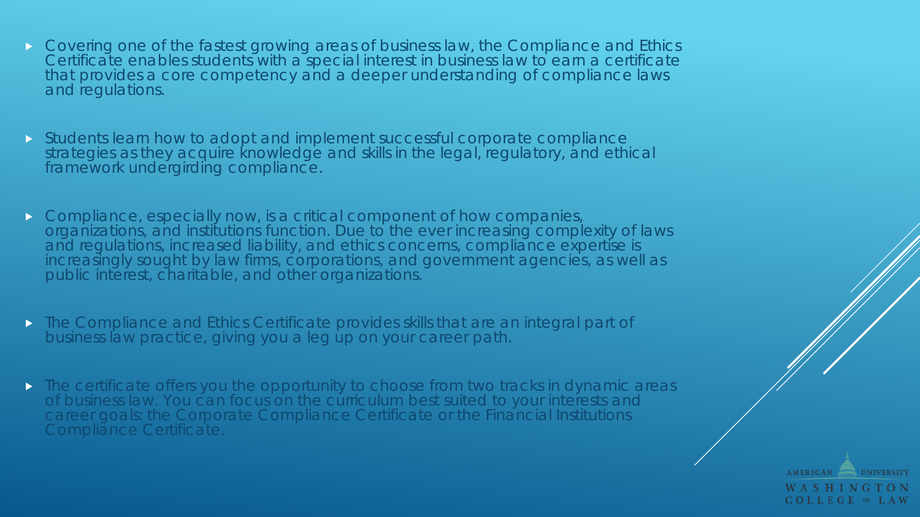- Covering one of the fastest growing areas of business law, the Compliance and Ethics Certificate enables students with a special interest in business law to earn a certificate that provides a core competency and a deeper understanding of compliance laws and regulations.
- Students learn how to adopt and implement successful corporate compliance strategies as they acquire knowledge and skills in the legal, regulatory, and ethical framework undergirding compliance.
- Compliance, especially now, is a critical component of how companies, organizations, and institutions function. Due to the ever increasing complexity of laws and regulations, increased liability, and ethics concerns, compliance expertise is increasingly sought by law firms, corporations, and government agencies, as well as public interest, charitable, and other organizations.
- The Compliance and Ethics Certificate provides skills that are an integral part of business law practice, giving you a leg up on your career path.
- The certificate offers you the opportunity to choose from two tracks in dynamic areas of business law. You can focus on the curriculum best suited to your interests and career goals: the Corporate Compliance Certificate or the Financial Institutions Compliance Certificate.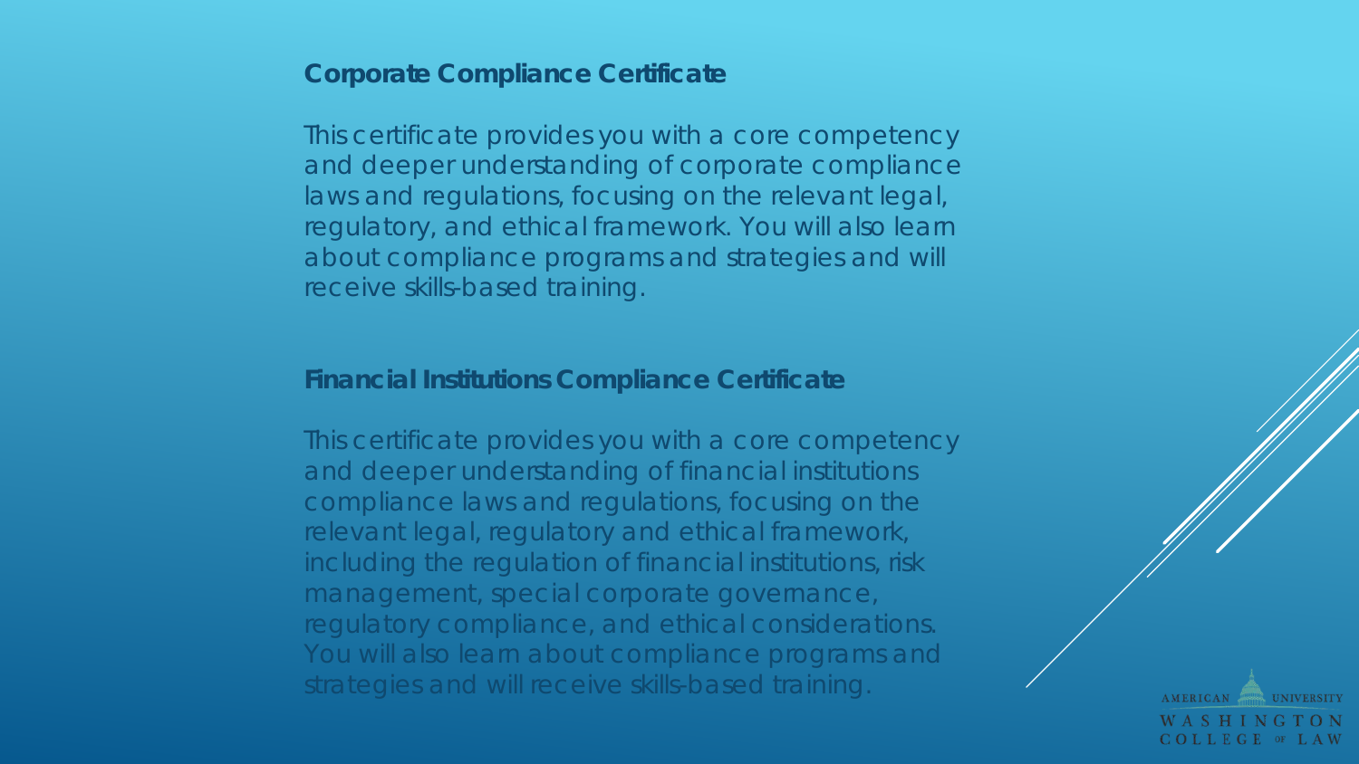## Corporate Compliance Certificate

This certificate provides you with a core competency and deeper understanding of corporate compliance laws and regulations, focusing on the relevant legal, regulatory, and ethical framework. You will also learn about compliance programs and strategies and will receive skills-based training.

## Financial Institutions Compliance Certificate

This certificate provides you with a core competency and deeper understanding of financial institutions compliance laws and regulations, focusing on the relevant legal, regulatory and ethical framework, including the regulation of financial institutions, risk management, special corporate governance, regulatory compliance, and ethical considerations. You will also learn about compliance programs and strategies and will receive skills-based training.

AMERICAN UNIVERSITY WASHINGTON COLLEGE OF LAW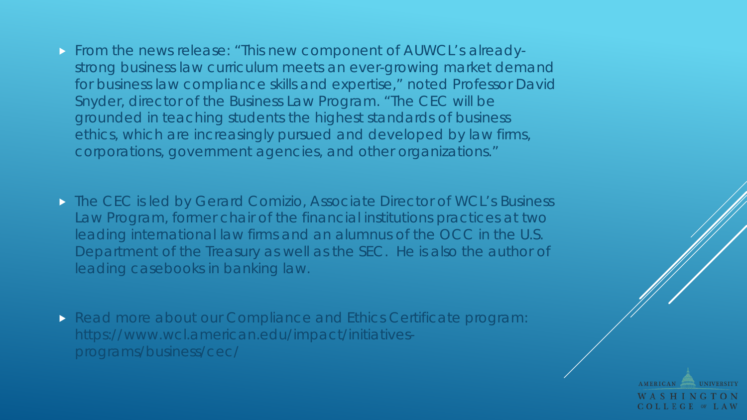- From the news release: "This new component of AUWCL's already-strong business law curriculum meets an ever-growing market demand for business law compliance skills and expertise," noted Professor David Snyder, director of the Business Law Program. "The CEC will be grounded in teaching students the highest standards of business ethics, which are increasingly pursued and developed by law firms, corporations, government agencies, and other organizations."

- The CEC is led by Gerard Comizio, Associate Director of WCL's Business Law Program, former chair of the financial institutions practices at two leading international law firms and an alumnus of the OCC in the U.S. Department of the Treasury as well as the SEC. He is also the author of leading casebooks in banking law.

- Read more about our Compliance and Ethics Certificate program: https://www.wcl.american.edu/impact/initiatives-programs/business/cec/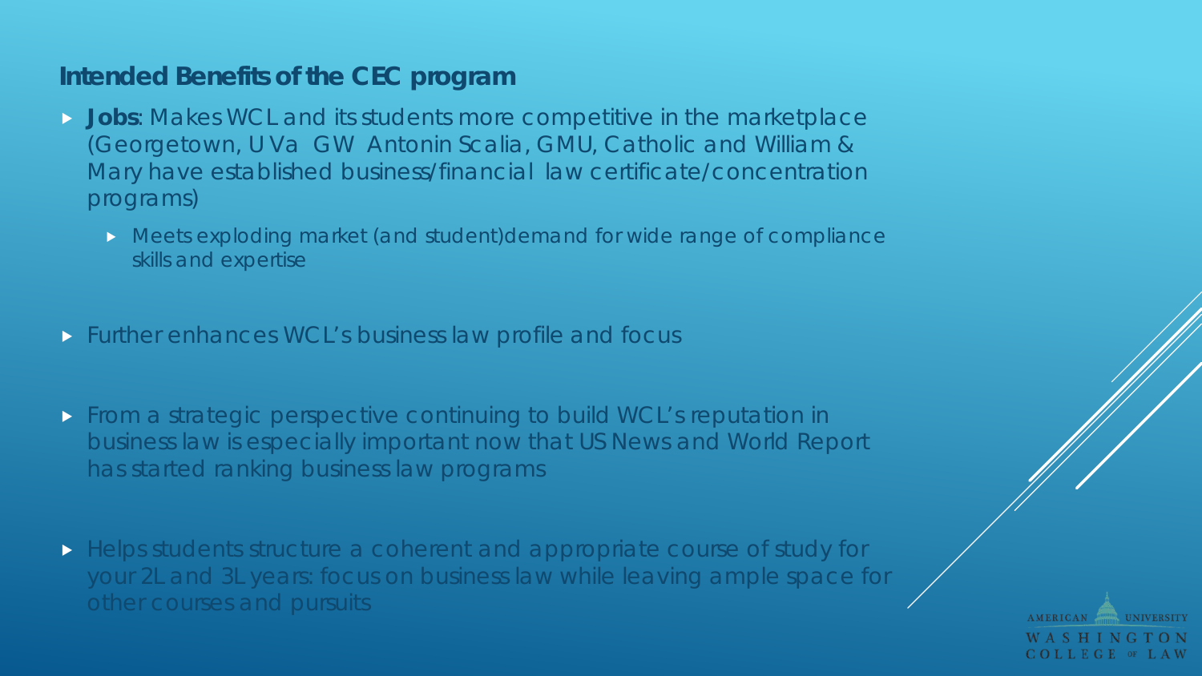## Intended Benefits of the CEC program

- **Jobs**: Makes WCL and its students more competitive in the marketplace (Georgetown, U Va GW Antonin Scalia, GMU, Catholic and William & Mary have established business/financial law certificate/concentration programs)
  - Meets exploding market (and student)demand for wide range of compliance skills and expertise
- Further enhances WCL's business law profile and focus
- From a strategic perspective continuing to build WCL's reputation in business law is especially important now that US News and World Report has started ranking business law programs
- Helps students structure a coherent and appropriate course of study for your 2L and 3L years: focus on business law while leaving ample space for other courses and pursuits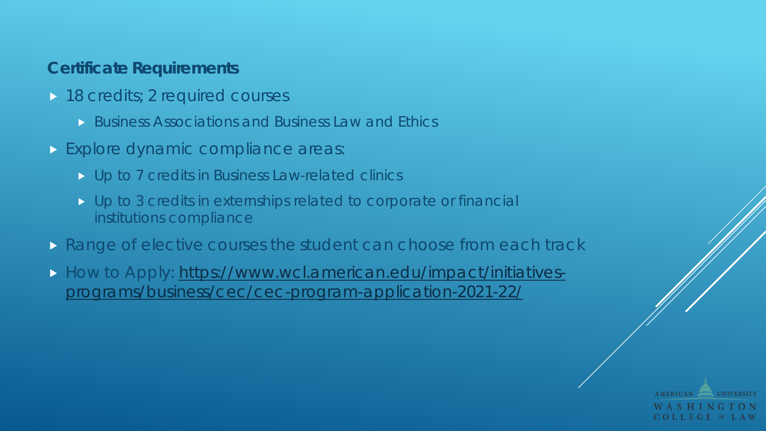## Certificate Requirements

- 18 credits; 2 required courses
  - Business Associations and Business Law and Ethics
- Explore dynamic compliance areas:
  - Up to 7 credits in Business Law-related clinics
  - Up to 3 credits in externships related to corporate or financial institutions compliance
- Range of elective courses the student can choose from each track
- How to Apply: https://www.wcl.american.edu/impact/initiatives-programs/business/cec/cec-program-application-2021-22/

AMERICAN UNIVERSITY WASHINGTON COLLEGE OF LAW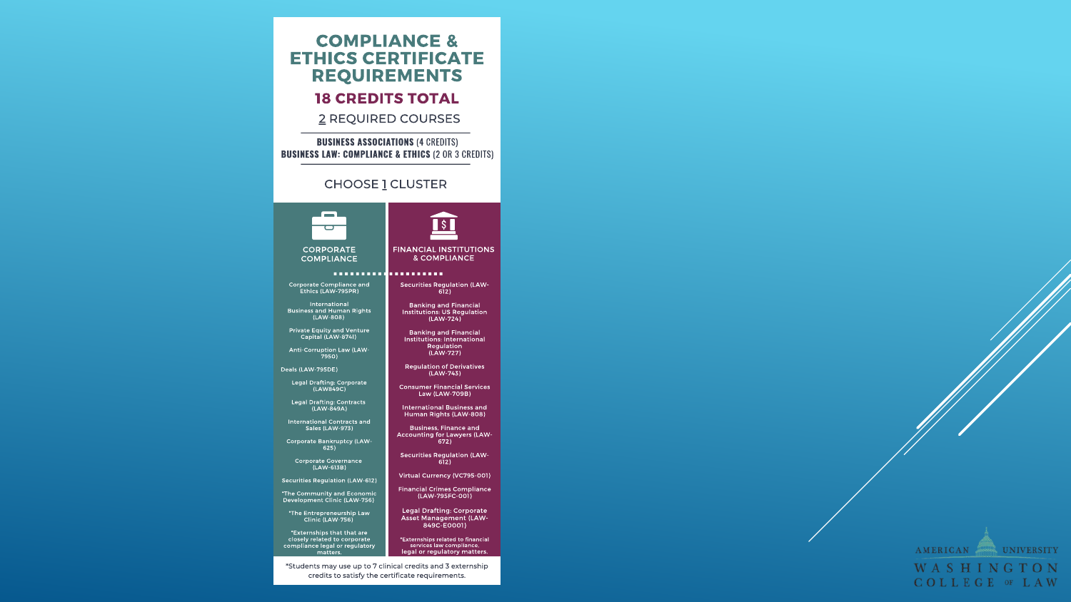# COMPLIANCE & ETHICS CERTIFICATE REQUIREMENTS

## 18 CREDITS TOTAL

2 REQUIRED COURSES

**BUSINESS ASSOCIATIONS** (4 CREDITS)
**BUSINESS LAW: COMPLIANCE & ETHICS** (2 OR 3 CREDITS)

CHOOSE 1 CLUSTER

### CORPORATE COMPLIANCE

- Corporate Compliance and Ethics (LAW-795PR)
- International Business and Human Rights (LAW-808)
- Private Equity and Venture Capital (LAW-874I)
- Anti-Corruption Law (LAW-795O)
- Deals (LAW-795DE)
- Legal Drafting: Corporate (LAW849C)
- Legal Drafting: Contracts (LAW-849A)
- International Contracts and Sales (LAW-973)
- Corporate Bankruptcy (LAW-625)
- Corporate Governance (LAW-613B)
- Securities Regulation (LAW-612)
- *The Community and Economic Development Clinic (LAW-756)
- *The Entrepreneurship Law Clinic (LAW-756)
- *Externships that that are closely related to corporate compliance legal or regulatory matters.

### FINANCIAL INSTITUTIONS & COMPLIANCE

- Securities Regulation (LAW-612)
- Banking and Financial Institutions: US Regulation (LAW-724)
- Banking and Financial Institutions: International Regulation (LAW-727)
- Regulation of Derivatives (LAW-743)
- Consumer Financial Services Law (LAW-709B)
- International Business and Human Rights (LAW-808)
- Business, Finance and Accounting for Lawyers (LAW-672)
- Securities Regulation (LAW-612)
- Virtual Currency (VC795-001)
- Financial Crimes Compliance (LAW-795FC-001)
- Legal Drafting: Corporate Asset Management (LAW-849C-E0001)
- *Externships related to financial services law compliance, legal or regulatory matters.

*Students may use up to 7 clinical credits and 3 externship credits to satisfy the certificate requirements.

AMERICAN UNIVERSITY
WASHINGTON COLLEGE OF LAW